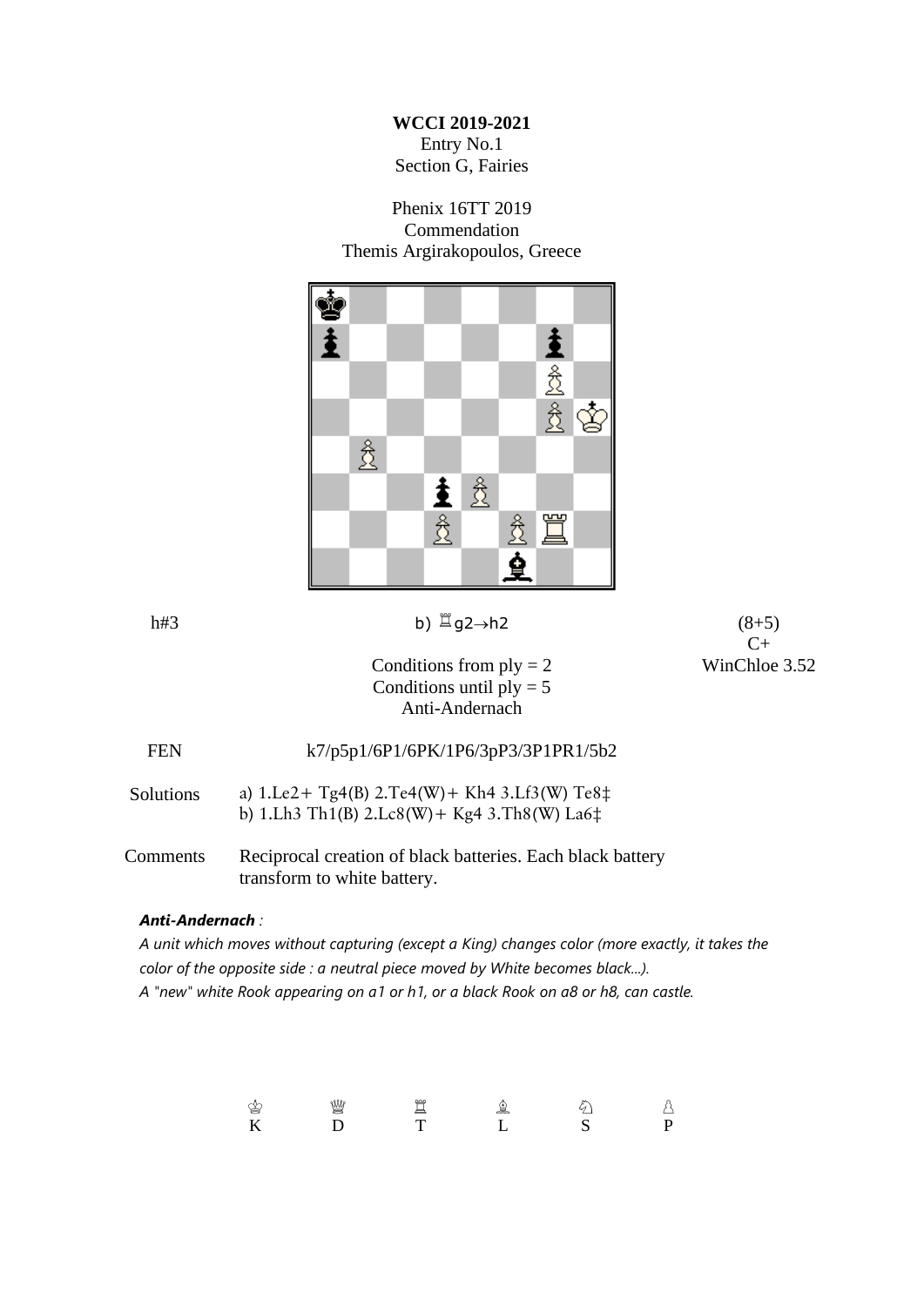**WCCI 2019-2021**
Entry No.1
Section G, Fairies

Phenix 16TT 2019
Commendation
Themis Argirakopoulos, Greece

h#3 &nbsp;&nbsp;&nbsp; b) ♖g2→h2 &nbsp;&nbsp;&nbsp; (8+5)

C+
WinChloe 3.52

Conditions from ply = 2
Conditions until ply = 5
Anti-Andernach

| | |
|---|---|
| FEN | k7/p5p1/6P1/6PK/1P6/3pP3/3P1PR1/5b2 |
| Solutions | a) 1.Le2+ Tg4(B) 2.Te4(W)+ Kh4 3.Lf3(W) Te8‡<br>b) 1.Lh3 Th1(B) 2.Lc8(W)+ Kg4 3.Th8(W) La6‡ |
| Comments | Reciprocal creation of black batteries. Each black battery transform to white battery. |

***Anti-Andernach** :*

*A unit which moves without capturing (except a King) changes color (more exactly, it takes the color of the opposite side : a neutral piece moved by White becomes black...).*
*A "new" white Rook appearing on a1 or h1, or a black Rook on a8 or h8, can castle.*

| ♔ | ♕ | ♖ | ♗ | ♘ | ♙ |
|---|---|---|---|---|---|
| K | D | T | L | S | P |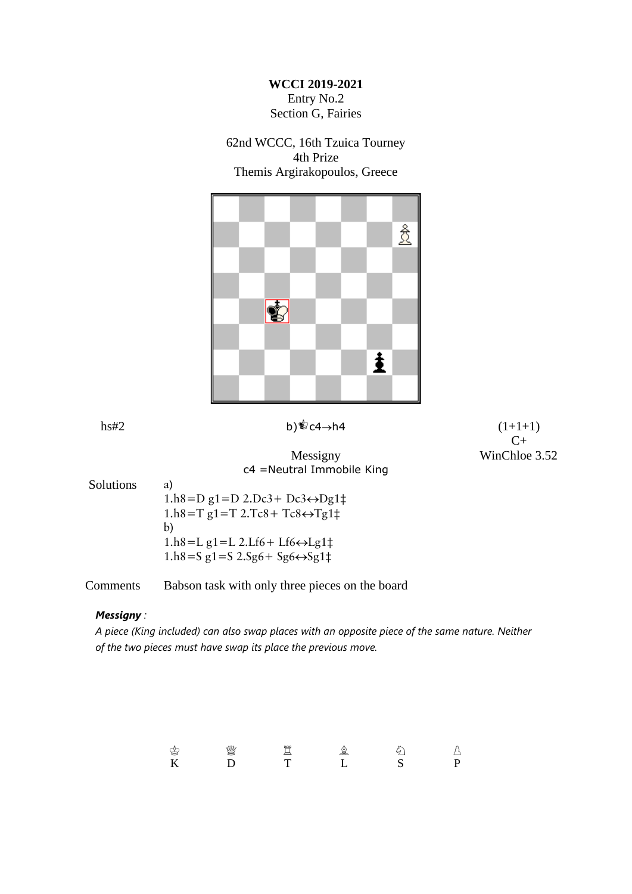**WCCI 2019-2021**
Entry No.2
Section G, Fairies

62nd WCCC, 16th Tzuica Tourney
4th Prize
Themis Argirakopoulos, Greece

hs#2 b)♚c4→h4 (1+1+1)
C+
Messigny WinChloe 3.52
c4 =Neutral Immobile King

Solutions
a)
1.h8=D g1=D 2.Dc3+ Dc3↔Dg1‡
1.h8=T g1=T 2.Tc8+ Tc8↔Tg1‡
b)
1.h8=L g1=L 2.Lf6+ Lf6↔Lg1‡
1.h8=S g1=S 2.Sg6+ Sg6↔Sg1‡

Comments Babson task with only three pieces on the board

***Messigny** :*

*A piece (King included) can also swap places with an opposite piece of the same nature. Neither of the two pieces must have swap its place the previous move.*

| ♔ | ♕ | ♖ | ♗ | ♘ | ♙ |
|---|---|---|---|---|---|
| K | D | T | L | S | P |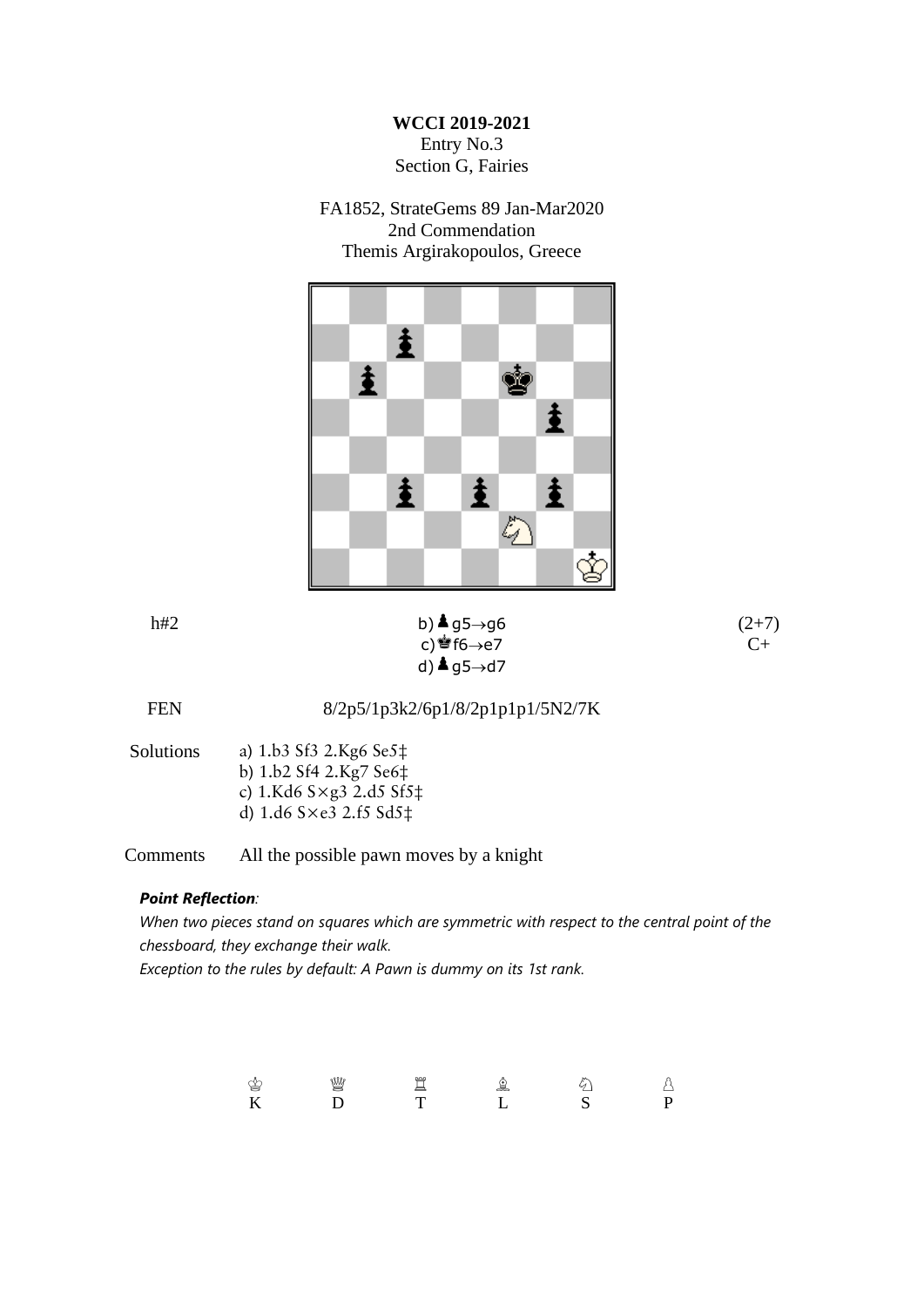**WCCI 2019-2021**
Entry No.3
Section G, Fairies

FA1852, StrateGems 89 Jan-Mar2020
2nd Commendation
Themis Argirakopoulos, Greece

| h#2 | b) ♟g5→g6 | (2+7) |
|---|---|---|
| | c) ♚f6→e7 | C+ |
| | d) ♟g5→d7 | |

FEN 8/2p5/1p3k2/6p1/8/2p1p1p1/5N2/7K

Solutions
a) 1.b3 Sf3 2.Kg6 Se5‡
b) 1.b2 Sf4 2.Kg7 Se6‡
c) 1.Kd6 S×g3 2.d5 Sf5‡
d) 1.d6 S×e3 2.f5 Sd5‡

Comments All the possible pawn moves by a knight

***Point Reflection**:*

*When two pieces stand on squares which are symmetric with respect to the central point of the chessboard, they exchange their walk.*

*Exception to the rules by default: A Pawn is dummy on its 1st rank.*

| ♔ | ♕ | ♖ | ♗ | ♘ | ♙ |
|---|---|---|---|---|---|
| K | D | T | L | S | P |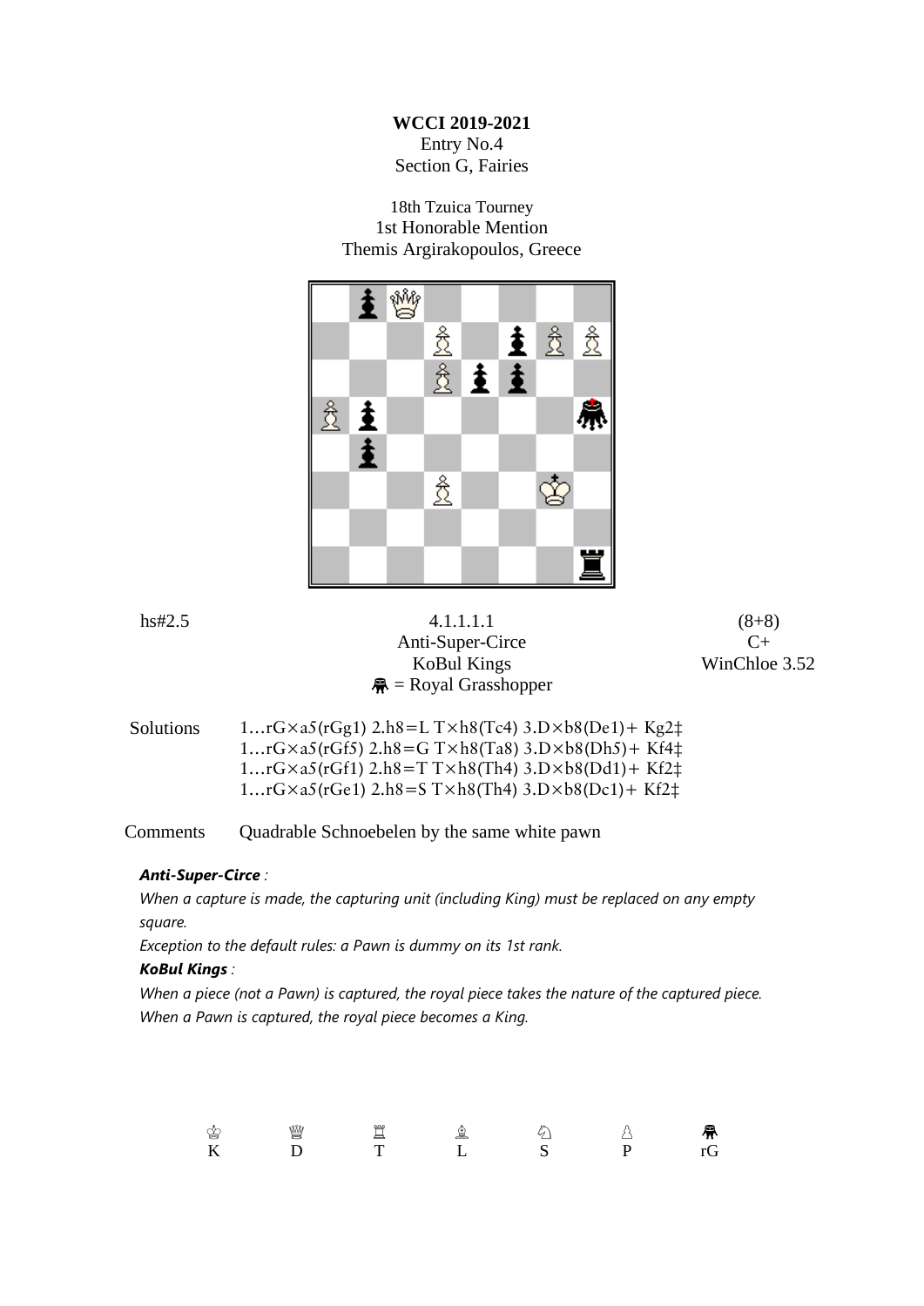**WCCI 2019-2021**
Entry No.4
Section G, Fairies

18th Tzuica Tourney
1st Honorable Mention
Themis Argirakopoulos, Greece

hs#2.5

4.1.1.1.1

Anti-Super-Circe

KoBul Kings

♚ = Royal Grasshopper

(8+8)

C+

WinChloe 3.52

Solutions

1…rG×a5(rGg1) 2.h8=L T×h8(Tc4) 3.D×b8(De1)+ Kg2‡
1…rG×a5(rGf5) 2.h8=G T×h8(Ta8) 3.D×b8(Dh5)+ Kf4‡
1…rG×a5(rGf1) 2.h8=T T×h8(Th4) 3.D×b8(Dd1)+ Kf2‡
1…rG×a5(rGe1) 2.h8=S T×h8(Th4) 3.D×b8(Dc1)+ Kf2‡

Comments

Quadrable Schnoebelen by the same white pawn

***Anti-Super-Circe** :*

*When a capture is made, the capturing unit (including King) must be replaced on any empty square.*

*Exception to the default rules: a Pawn is dummy on its 1st rank.*

***KoBul Kings** :*

*When a piece (not a Pawn) is captured, the royal piece takes the nature of the captured piece.*

*When a Pawn is captured, the royal piece becomes a King.*

| ♔ | ♕ | ♖ | ♗ | ♘ | ♙ | ♚ |
|---|---|---|---|---|---|---|
| K | D | T | L | S | P | rG |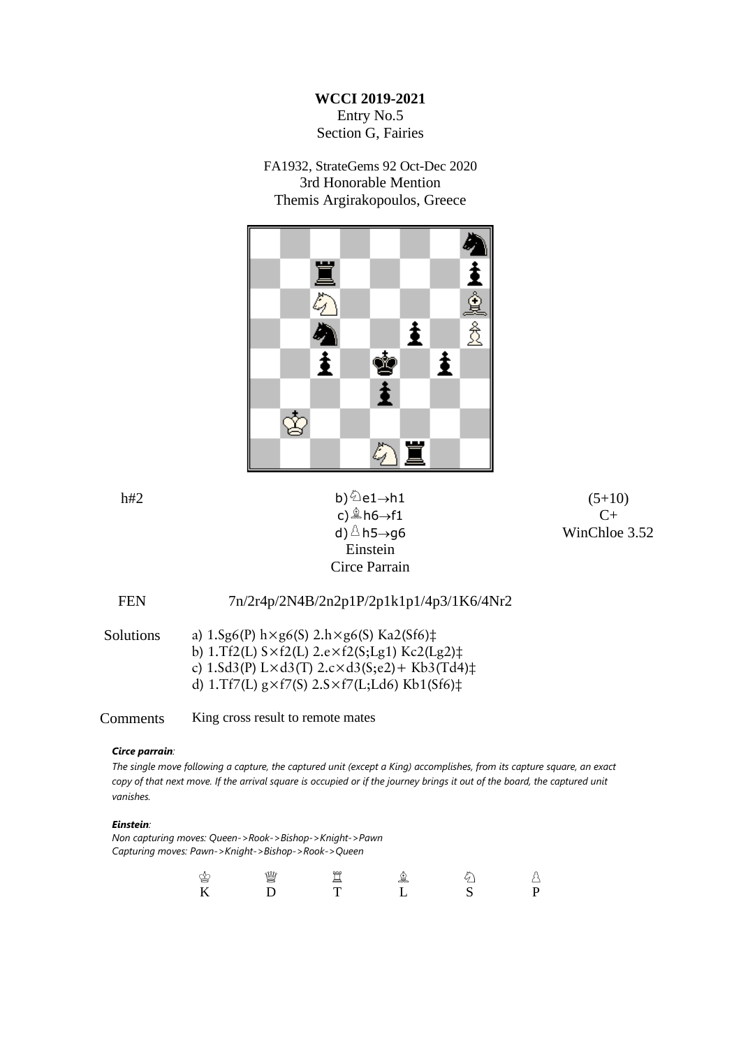**WCCI 2019-2021**
Entry No.5
Section G, Fairies

FA1932, StrateGems 92 Oct-Dec 2020
3rd Honorable Mention
Themis Argirakopoulos, Greece

| h#2 | b) ♘e1→h1<br>c) ♗h6→f1<br>d) ♙h5→g6<br>Einstein<br>Circe Parrain | (5+10)<br>C+<br>WinChloe 3.52 |
|---|---|---|

FEN 7n/2r4p/2N4B/2n2p1P/2p1k1p1/4p3/1K6/4Nr2

**Solutions**

a) 1.Sg6(P) h×g6(S) 2.h×g6(S) Ka2(Sf6)‡
b) 1.Tf2(L) S×f2(L) 2.e×f2(S;Lg1) Kc2(Lg2)‡
c) 1.Sd3(P) L×d3(T) 2.c×d3(S;e2)+ Kb3(Td4)‡
d) 1.Tf7(L) g×f7(S) 2.S×f7(L;Ld6) Kb1(Sf6)‡

**Comments** King cross result to remote mates

***Circe parrain***:

*The single move following a capture, the captured unit (except a King) accomplishes, from its capture square, an exact copy of that next move. If the arrival square is occupied or if the journey brings it out of the board, the captured unit vanishes.*

***Einstein***:

*Non capturing moves: Queen->Rook->Bishop->Knight->Pawn*
*Capturing moves: Pawn->Knight->Bishop->Rook->Queen*

| ♔ | ♕ | ♖ | ♗ | ♘ | ♙ |
|---|---|---|---|---|---|
| K | D | T | L | S | P |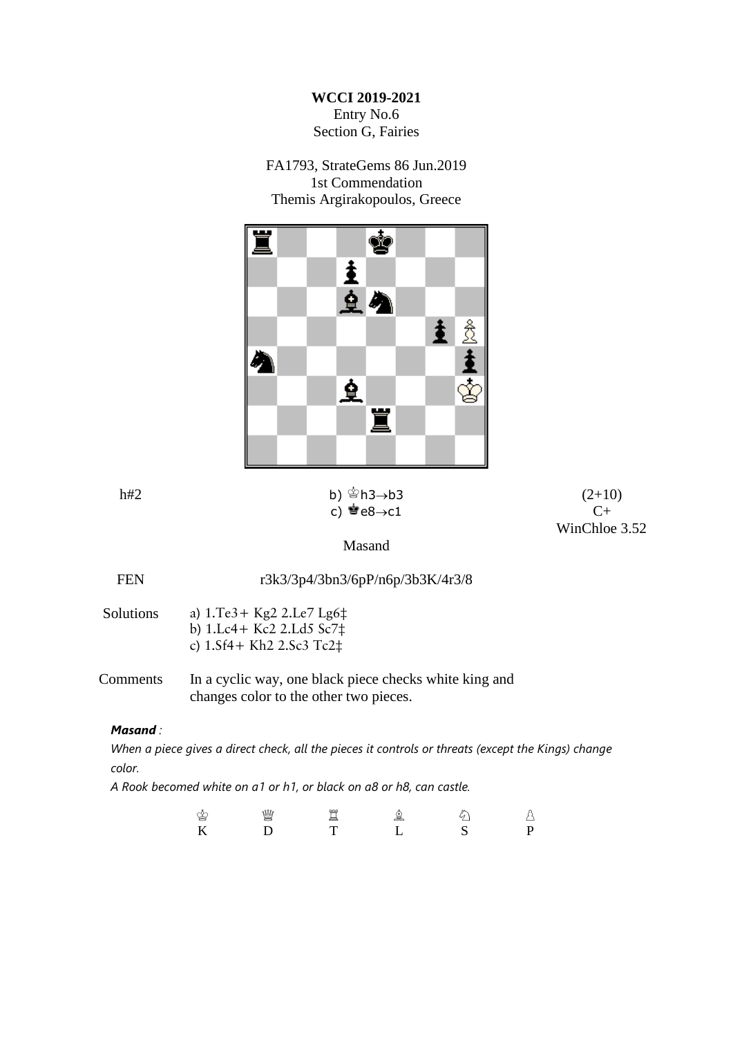**WCCI 2019-2021**
Entry No.6
Section G, Fairies

FA1793, StrateGems 86 Jun.2019
1st Commendation
Themis Argirakopoulos, Greece

h#2

b) ♔h3→b3
c) ♚e8→c1

(2+10)
C+
WinChloe 3.52

Masand

| | |
|---|---|
| FEN | r3k3/3p4/3bn3/6pP/n6p/3b3K/4r3/8 |
| Solutions | a) 1.Te3+ Kg2 2.Le7 Lg6‡<br>b) 1.Lc4+ Kc2 2.Ld5 Sc7‡<br>c) 1.Sf4+ Kh2 2.Sc3 Tc2‡ |
| Comments | In a cyclic way, one black piece checks white king and changes color to the other two pieces. |

***Masand*** *:*

*When a piece gives a direct check, all the pieces it controls or threats (except the Kings) change color.*

*A Rook becomed white on a1 or h1, or black on a8 or h8, can castle.*

| ♔ | ♕ | ♖ | ♗ | ♘ | ♙ |
|---|---|---|---|---|---|
| K | D | T | L | S | P |